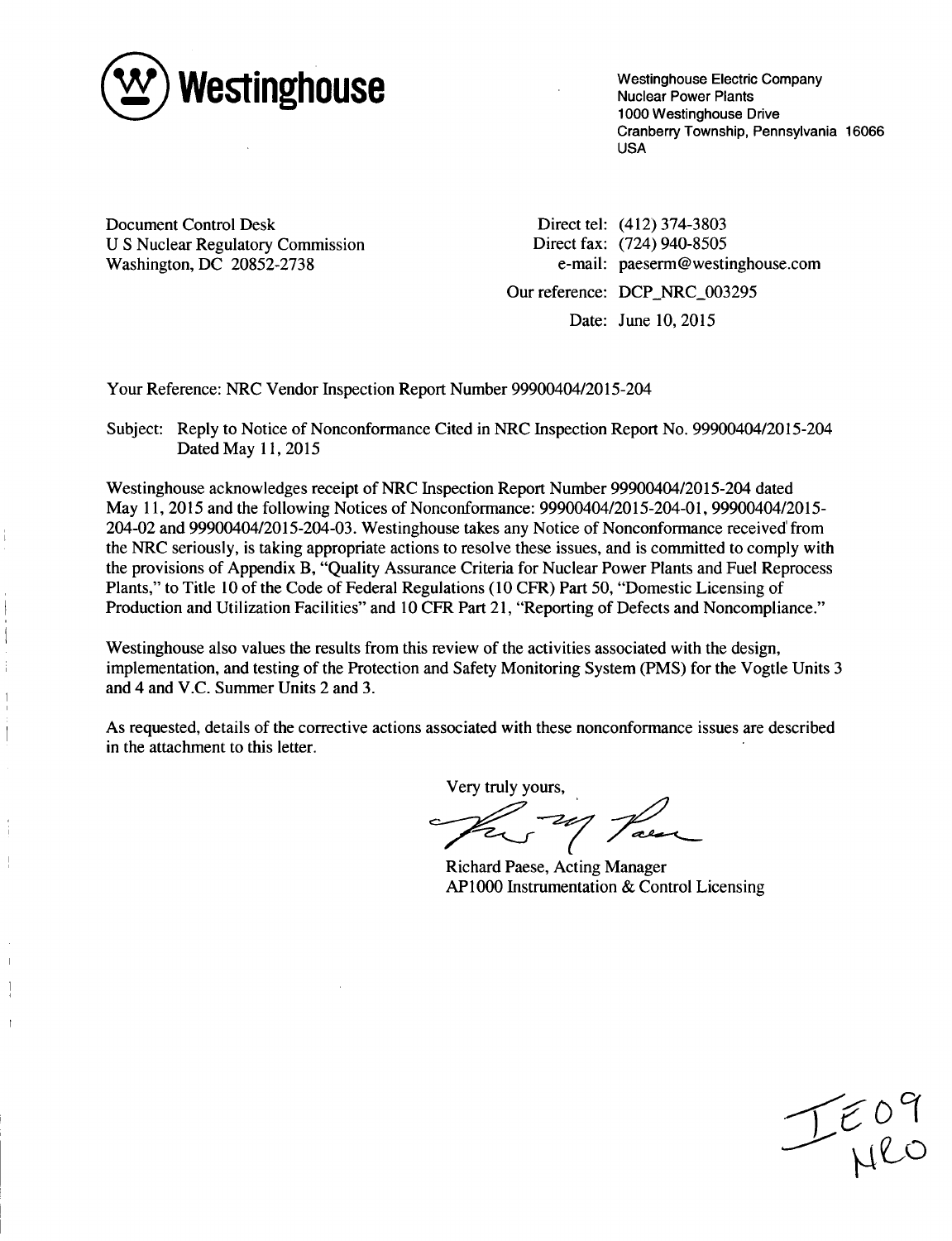**Westinghouse**

Westinghouse Electric Company
Nuclear Power Plants
1000 Westinghouse Drive
Cranberry Township, Pennsylvania 16066
USA

Document Control Desk
U S Nuclear Regulatory Commission
Washington, DC 20852-2738

Direct tel: (412) 374-3803
Direct fax: (724) 940-8505
e-mail: paeserm@westinghouse.com

Our reference: DCP_NRC_003295

Date: June 10, 2015

Your Reference: NRC Vendor Inspection Report Number 99900404/2015-204

Subject: Reply to Notice of Nonconformance Cited in NRC Inspection Report No. 99900404/2015-204 Dated May 11, 2015

Westinghouse acknowledges receipt of NRC Inspection Report Number 99900404/2015-204 dated May 11, 2015 and the following Notices of Nonconformance: 99900404/2015-204-01, 99900404/2015-204-02 and 99900404/2015-204-03. Westinghouse takes any Notice of Nonconformance received from the NRC seriously, is taking appropriate actions to resolve these issues, and is committed to comply with the provisions of Appendix B, "Quality Assurance Criteria for Nuclear Power Plants and Fuel Reprocess Plants," to Title 10 of the Code of Federal Regulations (10 CFR) Part 50, "Domestic Licensing of Production and Utilization Facilities" and 10 CFR Part 21, "Reporting of Defects and Noncompliance."

Westinghouse also values the results from this review of the activities associated with the design, implementation, and testing of the Protection and Safety Monitoring System (PMS) for the Vogtle Units 3 and 4 and V.C. Summer Units 2 and 3.

As requested, details of the corrective actions associated with these nonconformance issues are described in the attachment to this letter.

Very truly yours,

Richard Paese, Acting Manager
AP1000 Instrumentation & Control Licensing

IE09
NRO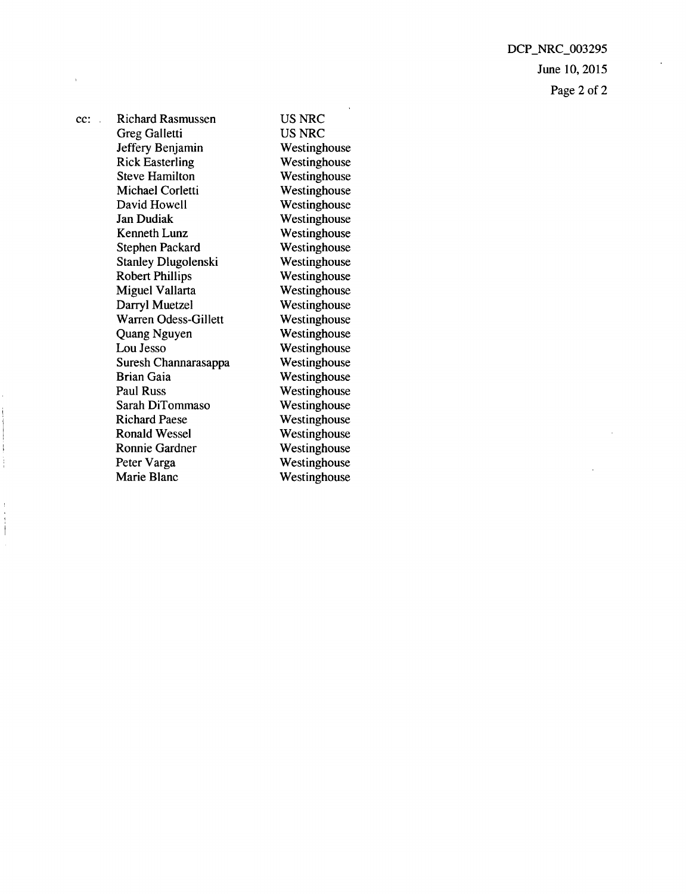cc:

| Name | Organization |
|---|---|
| Richard Rasmussen | US NRC |
| Greg Galletti | US NRC |
| Jeffery Benjamin | Westinghouse |
| Rick Easterling | Westinghouse |
| Steve Hamilton | Westinghouse |
| Michael Corletti | Westinghouse |
| David Howell | Westinghouse |
| Jan Dudiak | Westinghouse |
| Kenneth Lunz | Westinghouse |
| Stephen Packard | Westinghouse |
| Stanley Dlugolenski | Westinghouse |
| Robert Phillips | Westinghouse |
| Miguel Vallarta | Westinghouse |
| Darryl Muetzel | Westinghouse |
| Warren Odess-Gillett | Westinghouse |
| Quang Nguyen | Westinghouse |
| Lou Jesso | Westinghouse |
| Suresh Channarasappa | Westinghouse |
| Brian Gaia | Westinghouse |
| Paul Russ | Westinghouse |
| Sarah DiTommaso | Westinghouse |
| Richard Paese | Westinghouse |
| Ronald Wessel | Westinghouse |
| Ronnie Gardner | Westinghouse |
| Peter Varga | Westinghouse |
| Marie Blanc | Westinghouse |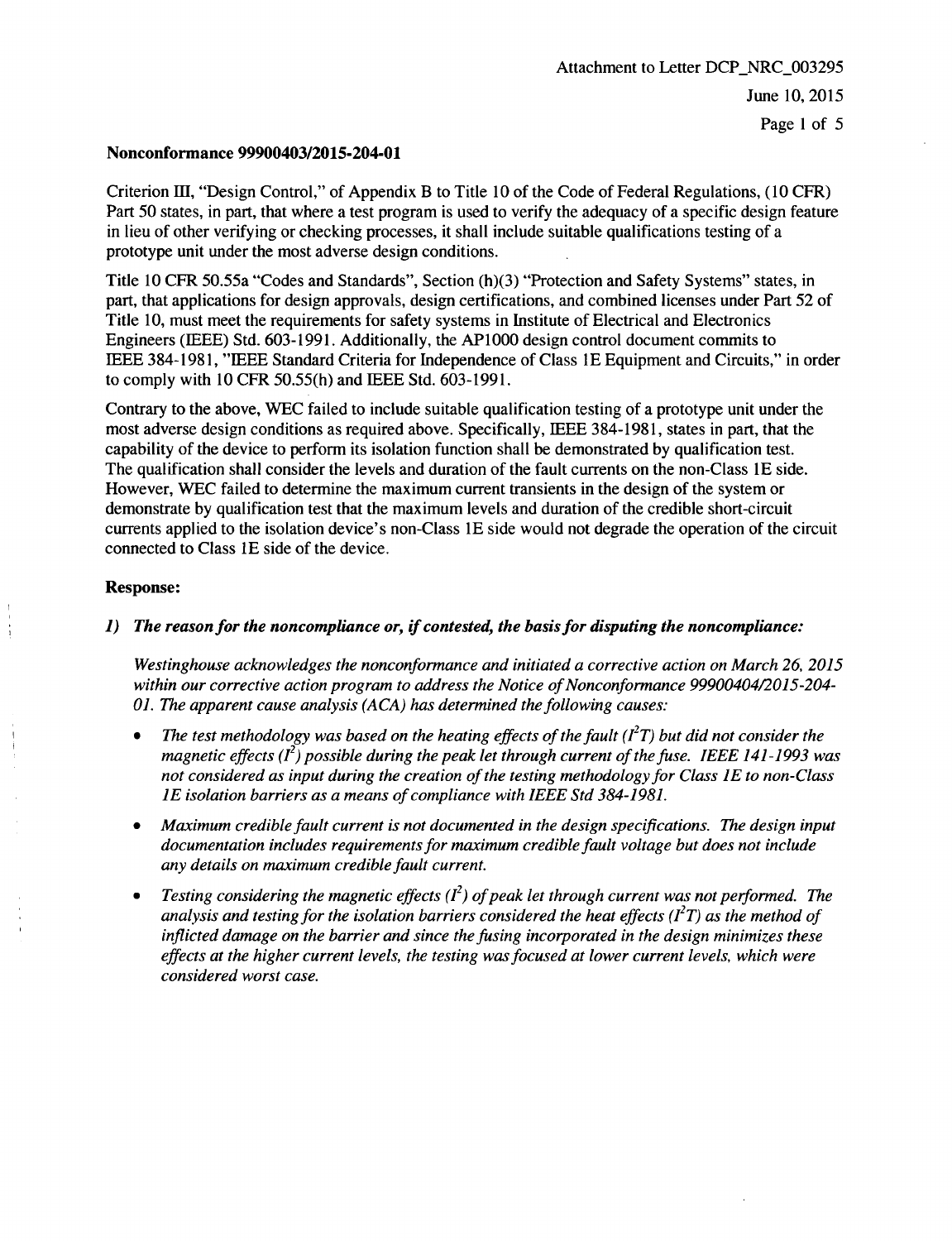**Nonconformance 99900403/2015-204-01**

Criterion III, "Design Control," of Appendix B to Title 10 of the Code of Federal Regulations, (10 CFR) Part 50 states, in part, that where a test program is used to verify the adequacy of a specific design feature in lieu of other verifying or checking processes, it shall include suitable qualifications testing of a prototype unit under the most adverse design conditions.

Title 10 CFR 50.55a "Codes and Standards", Section (h)(3) "Protection and Safety Systems" states, in part, that applications for design approvals, design certifications, and combined licenses under Part 52 of Title 10, must meet the requirements for safety systems in Institute of Electrical and Electronics Engineers (IEEE) Std. 603-1991. Additionally, the AP1000 design control document commits to IEEE 384-1981, "IEEE Standard Criteria for Independence of Class 1E Equipment and Circuits," in order to comply with 10 CFR 50.55(h) and IEEE Std. 603-1991.

Contrary to the above, WEC failed to include suitable qualification testing of a prototype unit under the most adverse design conditions as required above. Specifically, IEEE 384-1981, states in part, that the capability of the device to perform its isolation function shall be demonstrated by qualification test. The qualification shall consider the levels and duration of the fault currents on the non-Class 1E side. However, WEC failed to determine the maximum current transients in the design of the system or demonstrate by qualification test that the maximum levels and duration of the credible short-circuit currents applied to the isolation device's non-Class 1E side would not degrade the operation of the circuit connected to Class 1E side of the device.

**Response:**

***1) The reason for the noncompliance or, if contested, the basis for disputing the noncompliance:***

*Westinghouse acknowledges the nonconformance and initiated a corrective action on March 26, 2015 within our corrective action program to address the Notice of Nonconformance 99900404/2015-204-01. The apparent cause analysis (ACA) has determined the following causes:*

- *The test methodology was based on the heating effects of the fault ($I^2T$) but did not consider the magnetic effects ($I^2$) possible during the peak let through current of the fuse. IEEE 141-1993 was not considered as input during the creation of the testing methodology for Class 1E to non-Class 1E isolation barriers as a means of compliance with IEEE Std 384-1981.*
- *Maximum credible fault current is not documented in the design specifications. The design input documentation includes requirements for maximum credible fault voltage but does not include any details on maximum credible fault current.*
- *Testing considering the magnetic effects ($I^2$) of peak let through current was not performed. The analysis and testing for the isolation barriers considered the heat effects ($I^2T$) as the method of inflicted damage on the barrier and since the fusing incorporated in the design minimizes these effects at the higher current levels, the testing was focused at lower current levels, which were considered worst case.*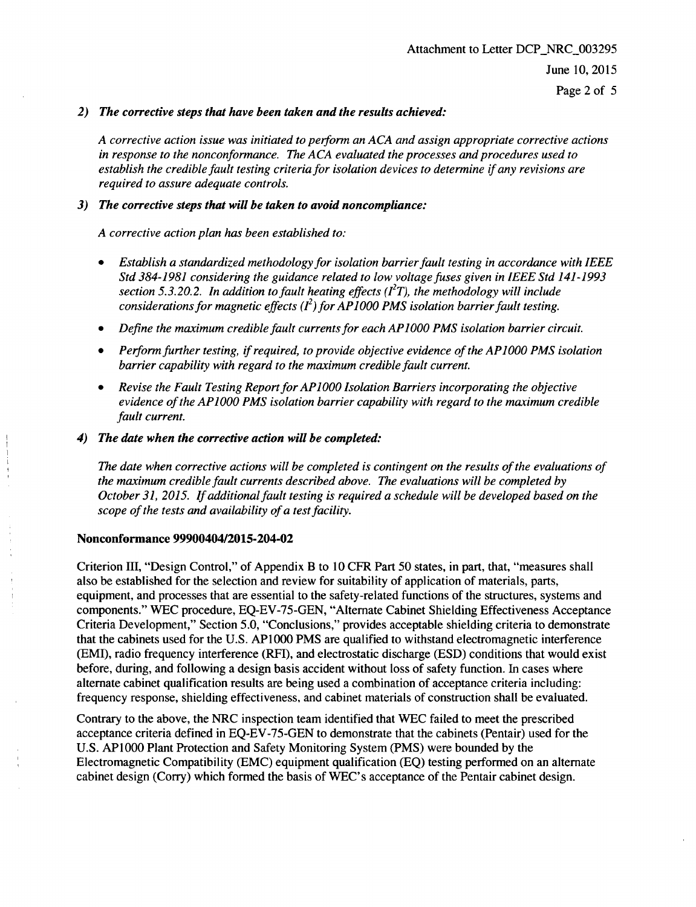***2) The corrective steps that have been taken and the results achieved:***

*A corrective action issue was initiated to perform an ACA and assign appropriate corrective actions in response to the nonconformance. The ACA evaluated the processes and procedures used to establish the credible fault testing criteria for isolation devices to determine if any revisions are required to assure adequate controls.*

***3) The corrective steps that will be taken to avoid noncompliance:***

*A corrective action plan has been established to:*

- *Establish a standardized methodology for isolation barrier fault testing in accordance with IEEE Std 384-1981 considering the guidance related to low voltage fuses given in IEEE Std 141-1993 section 5.3.20.2. In addition to fault heating effects ($I^2T$), the methodology will include considerations for magnetic effects ($I^2$) for AP1000 PMS isolation barrier fault testing.*
- *Define the maximum credible fault currents for each AP1000 PMS isolation barrier circuit.*
- *Perform further testing, if required, to provide objective evidence of the AP1000 PMS isolation barrier capability with regard to the maximum credible fault current.*
- *Revise the Fault Testing Report for AP1000 Isolation Barriers incorporating the objective evidence of the AP1000 PMS isolation barrier capability with regard to the maximum credible fault current.*

***4) The date when the corrective action will be completed:***

*The date when corrective actions will be completed is contingent on the results of the evaluations of the maximum credible fault currents described above. The evaluations will be completed by October 31, 2015. If additional fault testing is required a schedule will be developed based on the scope of the tests and availability of a test facility.*

**Nonconformance 99900404/2015-204-02**

Criterion III, "Design Control," of Appendix B to 10 CFR Part 50 states, in part, that, "measures shall also be established for the selection and review for suitability of application of materials, parts, equipment, and processes that are essential to the safety-related functions of the structures, systems and components." WEC procedure, EQ-EV-75-GEN, "Alternate Cabinet Shielding Effectiveness Acceptance Criteria Development," Section 5.0, "Conclusions," provides acceptable shielding criteria to demonstrate that the cabinets used for the U.S. AP1000 PMS are qualified to withstand electromagnetic interference (EMI), radio frequency interference (RFI), and electrostatic discharge (ESD) conditions that would exist before, during, and following a design basis accident without loss of safety function. In cases where alternate cabinet qualification results are being used a combination of acceptance criteria including: frequency response, shielding effectiveness, and cabinet materials of construction shall be evaluated.

Contrary to the above, the NRC inspection team identified that WEC failed to meet the prescribed acceptance criteria defined in EQ-EV-75-GEN to demonstrate that the cabinets (Pentair) used for the U.S. AP1000 Plant Protection and Safety Monitoring System (PMS) were bounded by the Electromagnetic Compatibility (EMC) equipment qualification (EQ) testing performed on an alternate cabinet design (Corry) which formed the basis of WEC's acceptance of the Pentair cabinet design.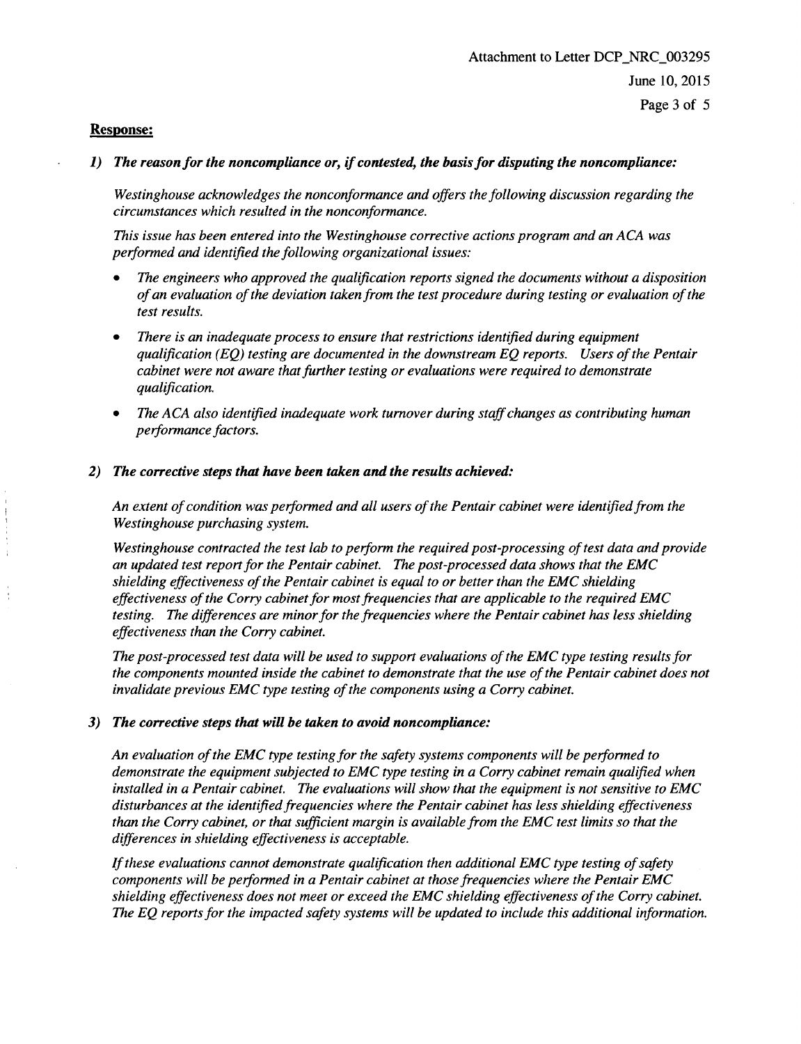**Response:**

***1) The reason for the noncompliance or, if contested, the basis for disputing the noncompliance:***

*Westinghouse acknowledges the nonconformance and offers the following discussion regarding the circumstances which resulted in the nonconformance.*

*This issue has been entered into the Westinghouse corrective actions program and an ACA was performed and identified the following organizational issues:*

- *The engineers who approved the qualification reports signed the documents without a disposition of an evaluation of the deviation taken from the test procedure during testing or evaluation of the test results.*
- *There is an inadequate process to ensure that restrictions identified during equipment qualification (EQ) testing are documented in the downstream EQ reports. Users of the Pentair cabinet were not aware that further testing or evaluations were required to demonstrate qualification.*
- *The ACA also identified inadequate work turnover during staff changes as contributing human performance factors.*

***2) The corrective steps that have been taken and the results achieved:***

*An extent of condition was performed and all users of the Pentair cabinet were identified from the Westinghouse purchasing system.*

*Westinghouse contracted the test lab to perform the required post-processing of test data and provide an updated test report for the Pentair cabinet. The post-processed data shows that the EMC shielding effectiveness of the Pentair cabinet is equal to or better than the EMC shielding effectiveness of the Corry cabinet for most frequencies that are applicable to the required EMC testing. The differences are minor for the frequencies where the Pentair cabinet has less shielding effectiveness than the Corry cabinet.*

*The post-processed test data will be used to support evaluations of the EMC type testing results for the components mounted inside the cabinet to demonstrate that the use of the Pentair cabinet does not invalidate previous EMC type testing of the components using a Corry cabinet.*

***3) The corrective steps that will be taken to avoid noncompliance:***

*An evaluation of the EMC type testing for the safety systems components will be performed to demonstrate the equipment subjected to EMC type testing in a Corry cabinet remain qualified when installed in a Pentair cabinet. The evaluations will show that the equipment is not sensitive to EMC disturbances at the identified frequencies where the Pentair cabinet has less shielding effectiveness than the Corry cabinet, or that sufficient margin is available from the EMC test limits so that the differences in shielding effectiveness is acceptable.*

*If these evaluations cannot demonstrate qualification then additional EMC type testing of safety components will be performed in a Pentair cabinet at those frequencies where the Pentair EMC shielding effectiveness does not meet or exceed the EMC shielding effectiveness of the Corry cabinet. The EQ reports for the impacted safety systems will be updated to include this additional information.*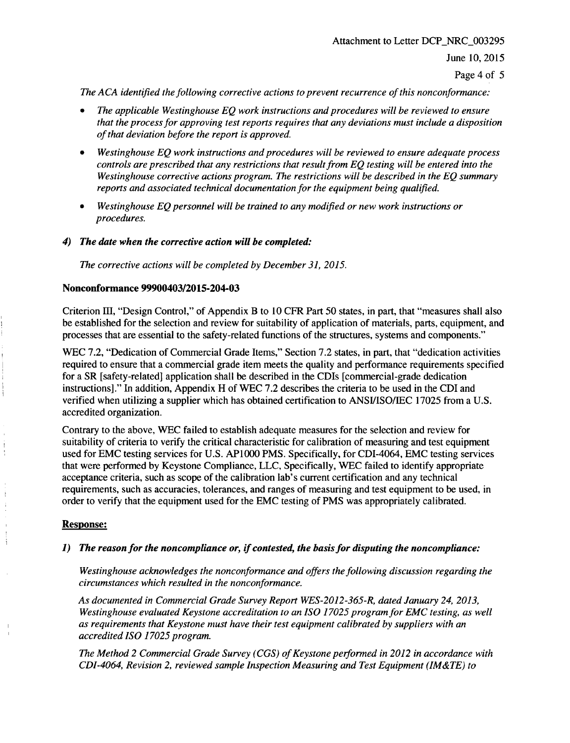*The ACA identified the following corrective actions to prevent recurrence of this nonconformance:*

- *The applicable Westinghouse EQ work instructions and procedures will be reviewed to ensure that the process for approving test reports requires that any deviations must include a disposition of that deviation before the report is approved.*
- *Westinghouse EQ work instructions and procedures will be reviewed to ensure adequate process controls are prescribed that any restrictions that result from EQ testing will be entered into the Westinghouse corrective actions program. The restrictions will be described in the EQ summary reports and associated technical documentation for the equipment being qualified.*
- *Westinghouse EQ personnel will be trained to any modified or new work instructions or procedures.*

***4) The date when the corrective action will be completed:***

*The corrective actions will be completed by December 31, 2015.*

**Nonconformance 99900403/2015-204-03**

Criterion III, "Design Control," of Appendix B to 10 CFR Part 50 states, in part, that "measures shall also be established for the selection and review for suitability of application of materials, parts, equipment, and processes that are essential to the safety-related functions of the structures, systems and components."

WEC 7.2, "Dedication of Commercial Grade Items," Section 7.2 states, in part, that "dedication activities required to ensure that a commercial grade item meets the quality and performance requirements specified for a SR [safety-related] application shall be described in the CDIs [commercial-grade dedication instructions]." In addition, Appendix H of WEC 7.2 describes the criteria to be used in the CDI and verified when utilizing a supplier which has obtained certification to ANSI/ISO/IEC 17025 from a U.S. accredited organization.

Contrary to the above, WEC failed to establish adequate measures for the selection and review for suitability of criteria to verify the critical characteristic for calibration of measuring and test equipment used for EMC testing services for U.S. AP1000 PMS. Specifically, for CDI-4064, EMC testing services that were performed by Keystone Compliance, LLC, Specifically, WEC failed to identify appropriate acceptance criteria, such as scope of the calibration lab's current certification and any technical requirements, such as accuracies, tolerances, and ranges of measuring and test equipment to be used, in order to verify that the equipment used for the EMC testing of PMS was appropriately calibrated.

**Response:**

***1) The reason for the noncompliance or, if contested, the basis for disputing the noncompliance:***

*Westinghouse acknowledges the nonconformance and offers the following discussion regarding the circumstances which resulted in the nonconformance.*

*As documented in Commercial Grade Survey Report WES-2012-365-R, dated January 24, 2013, Westinghouse evaluated Keystone accreditation to an ISO 17025 program for EMC testing, as well as requirements that Keystone must have their test equipment calibrated by suppliers with an accredited ISO 17025 program.*

*The Method 2 Commercial Grade Survey (CGS) of Keystone performed in 2012 in accordance with CDI-4064, Revision 2, reviewed sample Inspection Measuring and Test Equipment (IM&TE) to*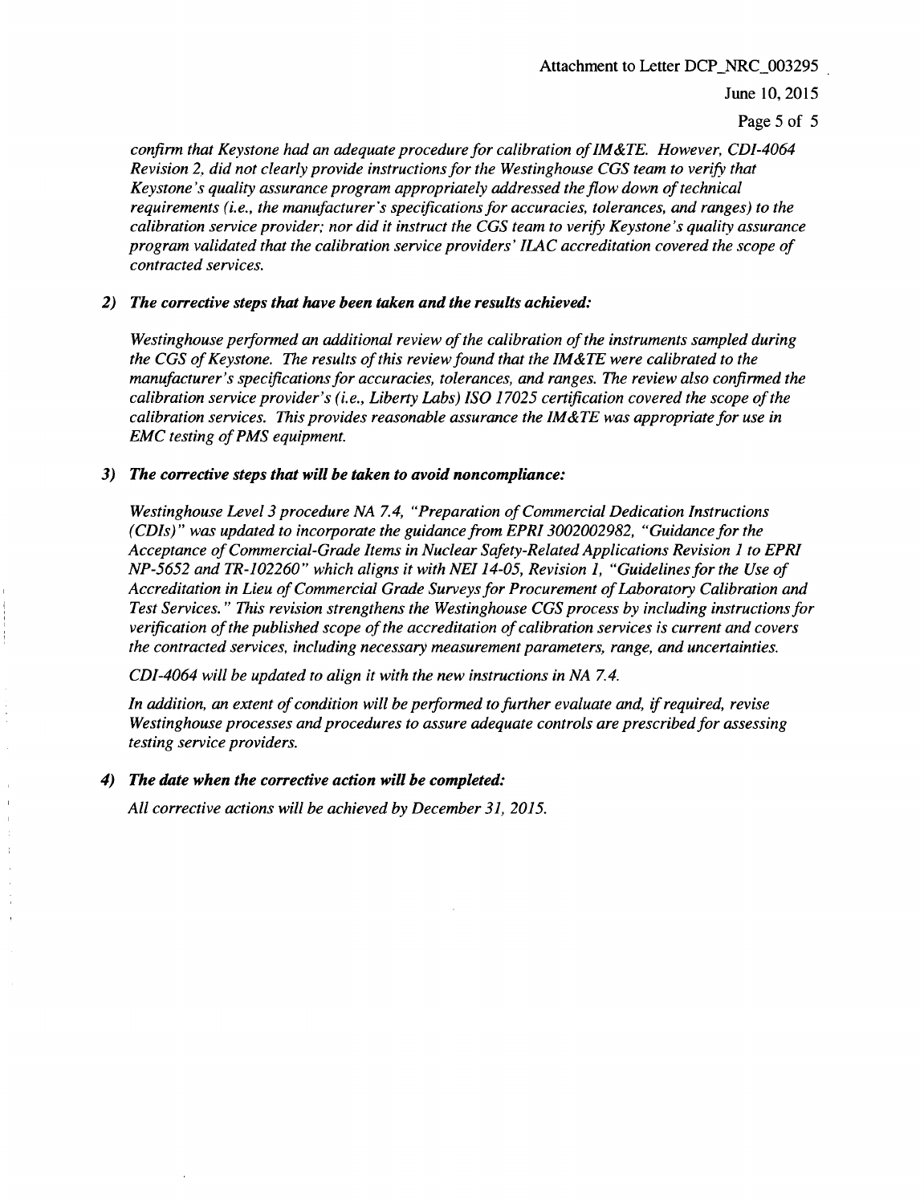*confirm that Keystone had an adequate procedure for calibration of IM&TE. However, CDI-4064 Revision 2, did not clearly provide instructions for the Westinghouse CGS team to verify that Keystone's quality assurance program appropriately addressed the flow down of technical requirements (i.e., the manufacturer's specifications for accuracies, tolerances, and ranges) to the calibration service provider; nor did it instruct the CGS team to verify Keystone's quality assurance program validated that the calibration service providers' ILAC accreditation covered the scope of contracted services.*

***2) The corrective steps that have been taken and the results achieved:***

*Westinghouse performed an additional review of the calibration of the instruments sampled during the CGS of Keystone. The results of this review found that the IM&TE were calibrated to the manufacturer's specifications for accuracies, tolerances, and ranges. The review also confirmed the calibration service provider's (i.e., Liberty Labs) ISO 17025 certification covered the scope of the calibration services. This provides reasonable assurance the IM&TE was appropriate for use in EMC testing of PMS equipment.*

***3) The corrective steps that will be taken to avoid noncompliance:***

*Westinghouse Level 3 procedure NA 7.4, "Preparation of Commercial Dedication Instructions (CDIs)" was updated to incorporate the guidance from EPRI 3002002982, "Guidance for the Acceptance of Commercial-Grade Items in Nuclear Safety-Related Applications Revision 1 to EPRI NP-5652 and TR-102260" which aligns it with NEI 14-05, Revision 1, "Guidelines for the Use of Accreditation in Lieu of Commercial Grade Surveys for Procurement of Laboratory Calibration and Test Services." This revision strengthens the Westinghouse CGS process by including instructions for verification of the published scope of the accreditation of calibration services is current and covers the contracted services, including necessary measurement parameters, range, and uncertainties.*

*CDI-4064 will be updated to align it with the new instructions in NA 7.4.*

*In addition, an extent of condition will be performed to further evaluate and, if required, revise Westinghouse processes and procedures to assure adequate controls are prescribed for assessing testing service providers.*

***4) The date when the corrective action will be completed:***

*All corrective actions will be achieved by December 31, 2015.*